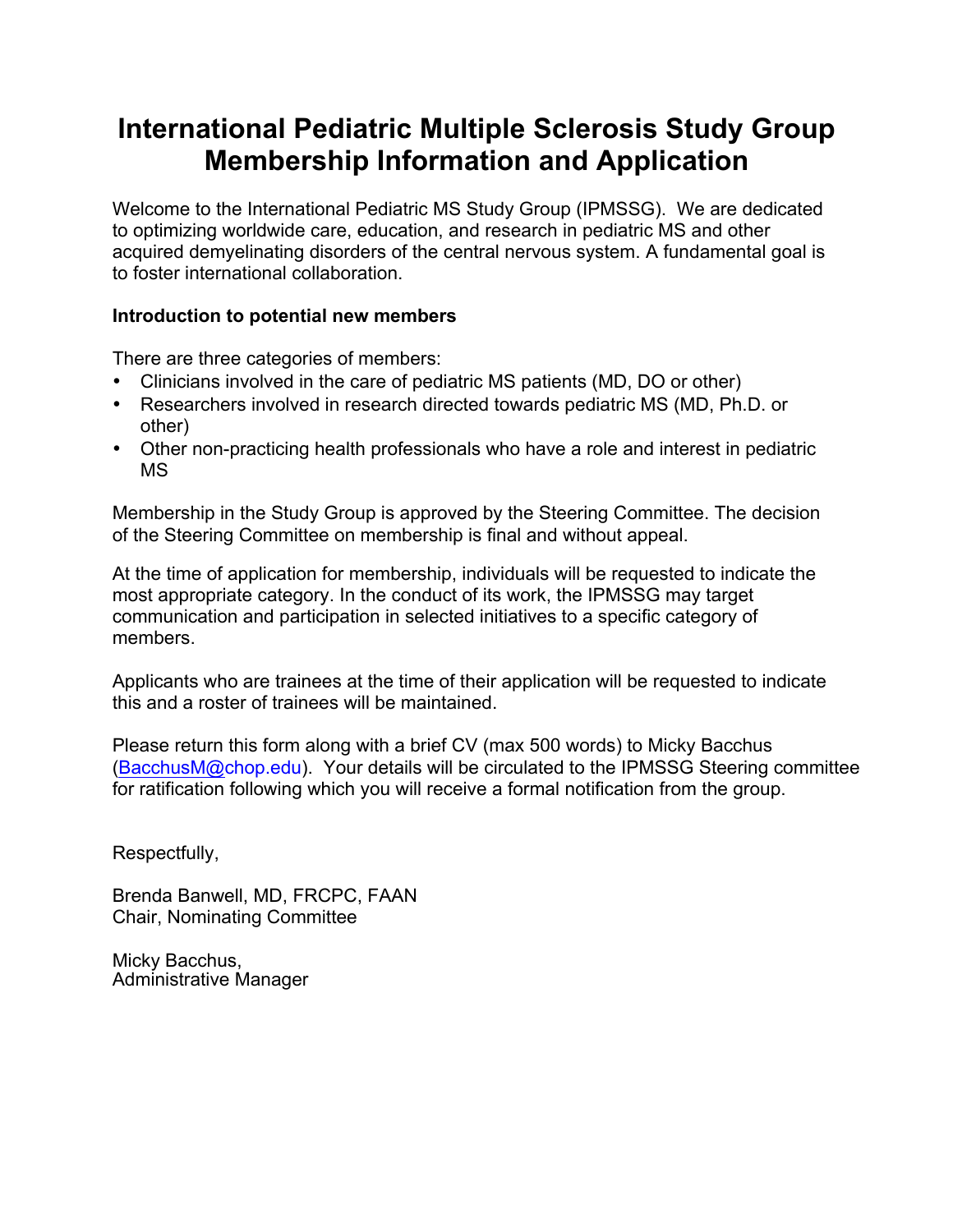# International Pediatric Multiple Sclerosis Study Group Membership Information and Application

Welcome to the International Pediatric MS Study Group (IPMSSG). We are dedicated to optimizing worldwide care, education, and research in pediatric MS and other acquired demyelinating disorders of the central nervous system. A fundamental goal is to foster international collaboration.

**Introduction to potential new members**

There are three categories of members:

- Clinicians involved in the care of pediatric MS patients (MD, DO or other)
- Researchers involved in research directed towards pediatric MS (MD, Ph.D. or other)
- Other non-practicing health professionals who have a role and interest in pediatric MS

Membership in the Study Group is approved by the Steering Committee. The decision of the Steering Committee on membership is final and without appeal.

At the time of application for membership, individuals will be requested to indicate the most appropriate category. In the conduct of its work, the IPMSSG may target communication and participation in selected initiatives to a specific category of members.

Applicants who are trainees at the time of their application will be requested to indicate this and a roster of trainees will be maintained.

Please return this form along with a brief CV (max 500 words) to Micky Bacchus (BacchusM@chop.edu). Your details will be circulated to the IPMSSG Steering committee for ratification following which you will receive a formal notification from the group.

Respectfully,

Brenda Banwell, MD, FRCPC, FAAN
Chair, Nominating Committee

Micky Bacchus,
Administrative Manager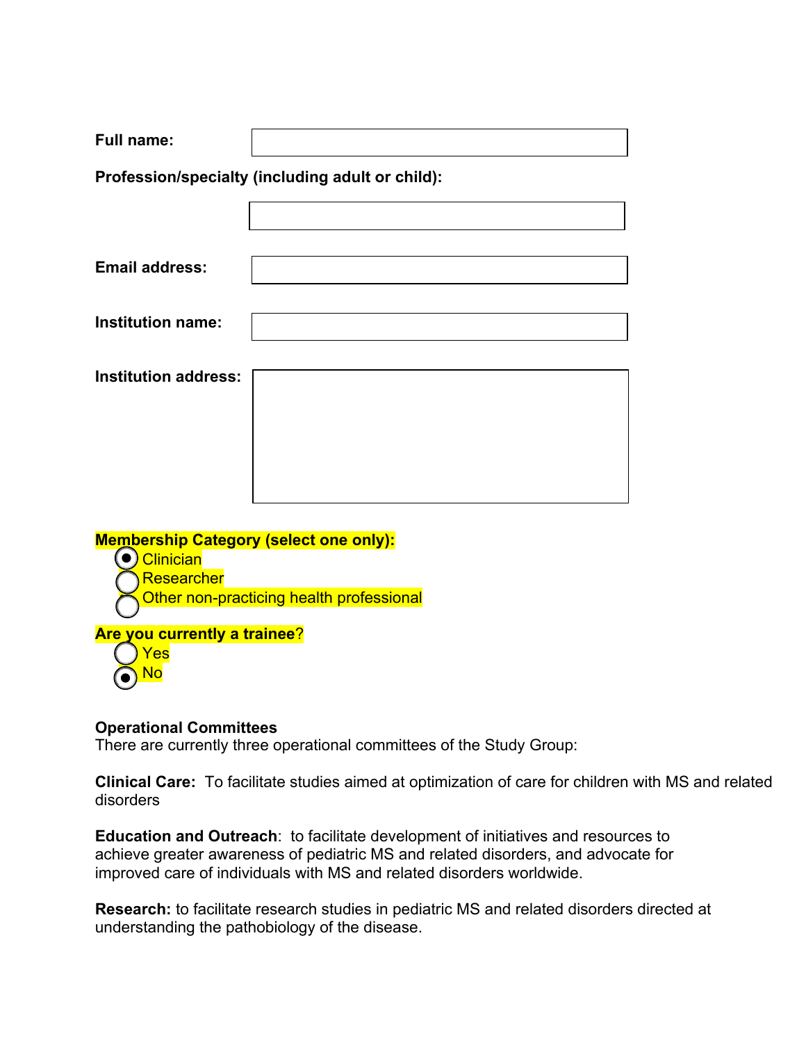**Full name:**

**Profession/specialty (including adult or child):**

**Email address:**

**Institution name:**

**Institution address:**

**Membership Category (select one only):**

- (●) Clinician
- ( ) Researcher
- ( ) Other non-practicing health professional

**Are you currently a trainee?**

- ( ) Yes
- (●) No

**Operational Committees**

There are currently three operational committees of the Study Group:

**Clinical Care:** To facilitate studies aimed at optimization of care for children with MS and related disorders

**Education and Outreach**: to facilitate development of initiatives and resources to achieve greater awareness of pediatric MS and related disorders, and advocate for improved care of individuals with MS and related disorders worldwide.

**Research:** to facilitate research studies in pediatric MS and related disorders directed at understanding the pathobiology of the disease.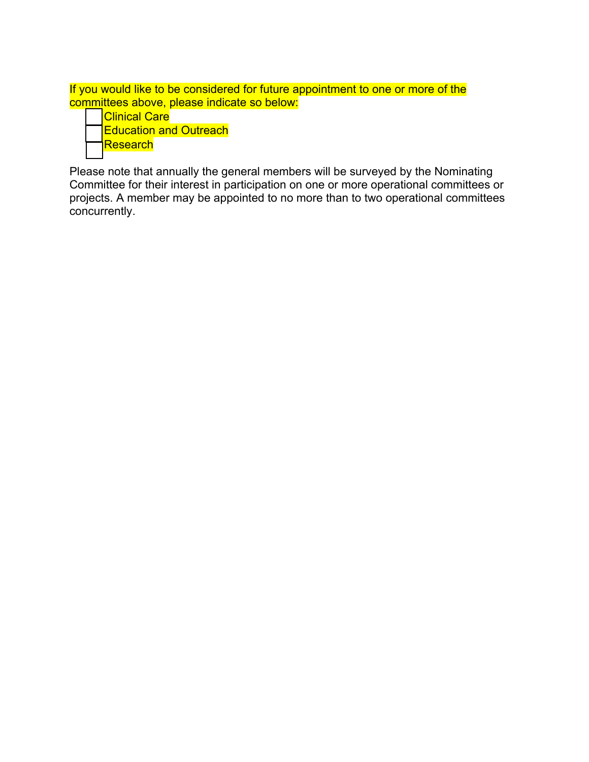If you would like to be considered for future appointment to one or more of the committees above, please indicate so below:

- [ ] Clinical Care
- [ ] Education and Outreach
- [ ] Research

Please note that annually the general members will be surveyed by the Nominating Committee for their interest in participation on one or more operational committees or projects. A member may be appointed to no more than to two operational committees concurrently.